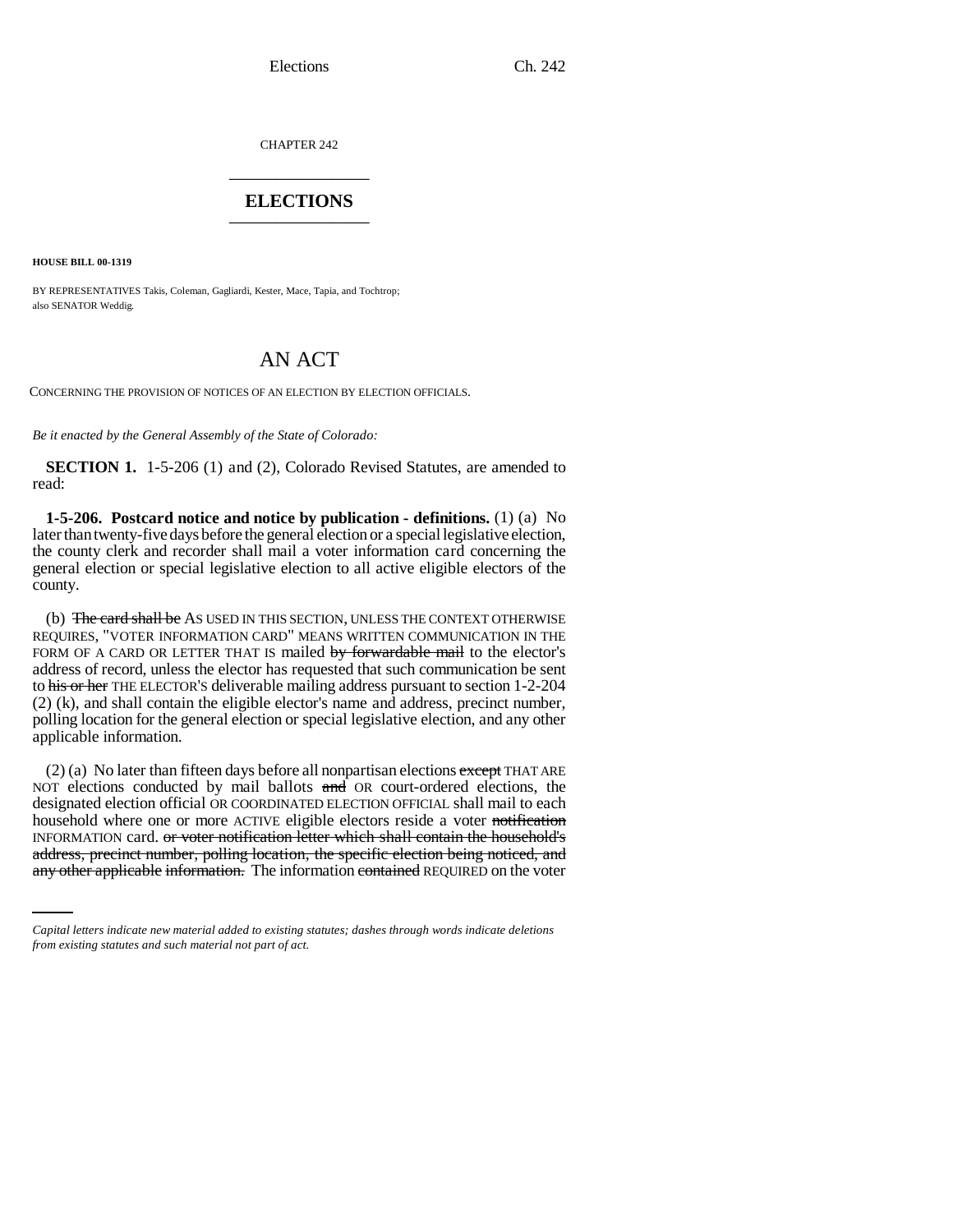CHAPTER 242

# ELECTIONS

**HOUSE BILL 00-1319**

BY REPRESENTATIVES Takis, Coleman, Gagliardi, Kester, Mace, Tapia, and Tochtrop;
also SENATOR Weddig.

## AN ACT

CONCERNING THE PROVISION OF NOTICES OF AN ELECTION BY ELECTION OFFICIALS.

*Be it enacted by the General Assembly of the State of Colorado:*

**SECTION 1.** 1-5-206 (1) and (2), Colorado Revised Statutes, are amended to read:

**1-5-206. Postcard notice and notice by publication - definitions.** (1) (a) No later than twenty-five days before the general election or a special legislative election, the county clerk and recorder shall mail a voter information card concerning the general election or special legislative election to all active eligible electors of the county.

(b) ~~The card shall be~~ AS USED IN THIS SECTION, UNLESS THE CONTEXT OTHERWISE REQUIRES, "VOTER INFORMATION CARD" MEANS WRITTEN COMMUNICATION IN THE FORM OF A CARD OR LETTER THAT IS mailed ~~by forwardable mail~~ to the elector's address of record, unless the elector has requested that such communication be sent to ~~his or her~~ THE ELECTOR'S deliverable mailing address pursuant to section 1-2-204 (2) (k), and shall contain the eligible elector's name and address, precinct number, polling location for the general election or special legislative election, and any other applicable information.

(2) (a) No later than fifteen days before all nonpartisan elections ~~except~~ THAT ARE NOT elections conducted by mail ballots ~~and~~ OR court-ordered elections, the designated election official OR COORDINATED ELECTION OFFICIAL shall mail to each household where one or more ACTIVE eligible electors reside a voter ~~notification~~ INFORMATION card. ~~or voter notification letter which shall contain the household's address, precinct number, polling location, the specific election being noticed, and any other applicable information.~~ The information ~~contained~~ REQUIRED on the voter

*Capital letters indicate new material added to existing statutes; dashes through words indicate deletions from existing statutes and such material not part of act.*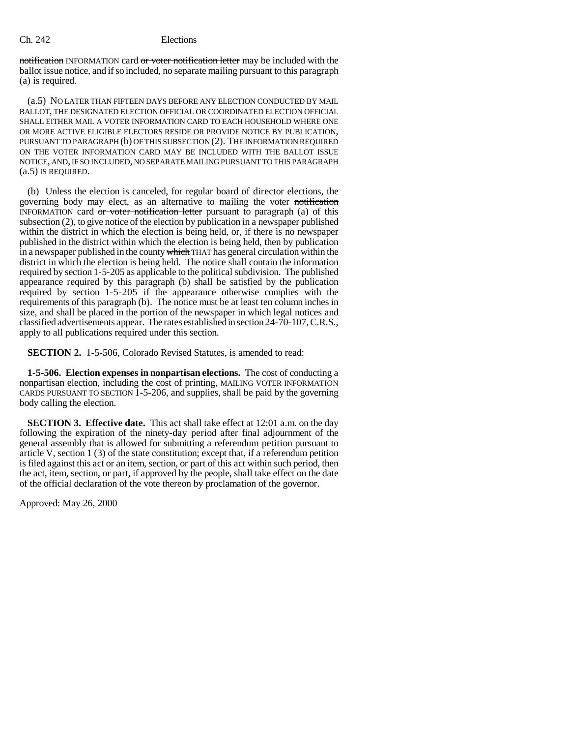notification INFORMATION card or voter notification letter may be included with the ballot issue notice, and if so included, no separate mailing pursuant to this paragraph (a) is required.

(a.5) NO LATER THAN FIFTEEN DAYS BEFORE ANY ELECTION CONDUCTED BY MAIL BALLOT, THE DESIGNATED ELECTION OFFICIAL OR COORDINATED ELECTION OFFICIAL SHALL EITHER MAIL A VOTER INFORMATION CARD TO EACH HOUSEHOLD WHERE ONE OR MORE ACTIVE ELIGIBLE ELECTORS RESIDE OR PROVIDE NOTICE BY PUBLICATION, PURSUANT TO PARAGRAPH (b) OF THIS SUBSECTION (2). THE INFORMATION REQUIRED ON THE VOTER INFORMATION CARD MAY BE INCLUDED WITH THE BALLOT ISSUE NOTICE, AND, IF SO INCLUDED, NO SEPARATE MAILING PURSUANT TO THIS PARAGRAPH (a.5) IS REQUIRED.

(b) Unless the election is canceled, for regular board of director elections, the governing body may elect, as an alternative to mailing the voter notification INFORMATION card or voter notification letter pursuant to paragraph (a) of this subsection (2), to give notice of the election by publication in a newspaper published within the district in which the election is being held, or, if there is no newspaper published in the district within which the election is being held, then by publication in a newspaper published in the county which THAT has general circulation within the district in which the election is being held. The notice shall contain the information required by section 1-5-205 as applicable to the political subdivision. The published appearance required by this paragraph (b) shall be satisfied by the publication required by section 1-5-205 if the appearance otherwise complies with the requirements of this paragraph (b). The notice must be at least ten column inches in size, and shall be placed in the portion of the newspaper in which legal notices and classified advertisements appear. The rates established in section 24-70-107, C.R.S., apply to all publications required under this section.

**SECTION 2.** 1-5-506, Colorado Revised Statutes, is amended to read:

**1-5-506. Election expenses in nonpartisan elections.** The cost of conducting a nonpartisan election, including the cost of printing, MAILING VOTER INFORMATION CARDS PURSUANT TO SECTION 1-5-206, and supplies, shall be paid by the governing body calling the election.

**SECTION 3. Effective date.** This act shall take effect at 12:01 a.m. on the day following the expiration of the ninety-day period after final adjournment of the general assembly that is allowed for submitting a referendum petition pursuant to article V, section 1 (3) of the state constitution; except that, if a referendum petition is filed against this act or an item, section, or part of this act within such period, then the act, item, section, or part, if approved by the people, shall take effect on the date of the official declaration of the vote thereon by proclamation of the governor.

Approved: May 26, 2000